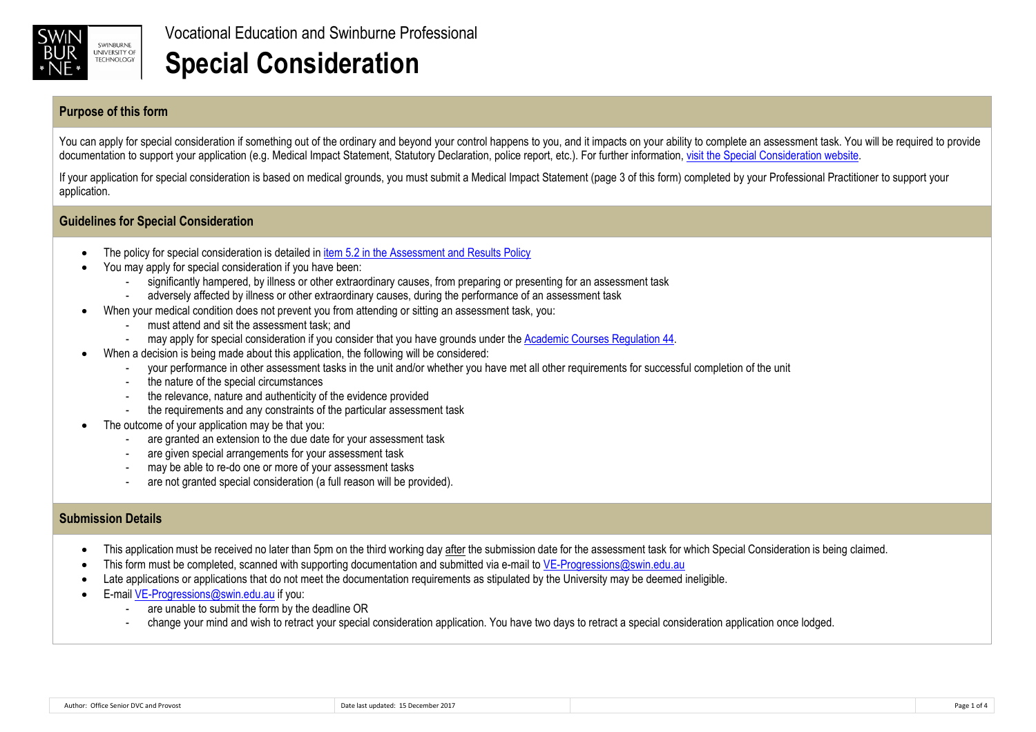Vocational Education and Swinburne Professional

# Special Consideration

## Purpose of this form

You can apply for special consideration if something out of the ordinary and beyond your control happens to you, and it impacts on your ability to complete an assessment task. You will be required to provide documentation to support your application (e.g. Medical Impact Statement, Statutory Declaration, police report, etc.). For further information, visit the Special Consideration website.

If your application for special consideration is based on medical grounds, you must submit a Medical Impact Statement (page 3 of this form) completed by your Professional Practitioner to support your application.

## Guidelines for Special Consideration

- The policy for special consideration is detailed in item 5.2 in the Assessment and Results Policy
- You may apply for special consideration if you have been:
  - significantly hampered, by illness or other extraordinary causes, from preparing or presenting for an assessment task
  - adversely affected by illness or other extraordinary causes, during the performance of an assessment task
- When your medical condition does not prevent you from attending or sitting an assessment task, you:
  - must attend and sit the assessment task; and
  - may apply for special consideration if you consider that you have grounds under the Academic Courses Regulation 44.
- When a decision is being made about this application, the following will be considered:
  - your performance in other assessment tasks in the unit and/or whether you have met all other requirements for successful completion of the unit
  - the nature of the special circumstances
  - the relevance, nature and authenticity of the evidence provided
  - the requirements and any constraints of the particular assessment task
- The outcome of your application may be that you:
  - are granted an extension to the due date for your assessment task
  - are given special arrangements for your assessment task
  - may be able to re-do one or more of your assessment tasks
  - are not granted special consideration (a full reason will be provided).

## Submission Details

- This application must be received no later than 5pm on the third working day after the submission date for the assessment task for which Special Consideration is being claimed.
- This form must be completed, scanned with supporting documentation and submitted via e-mail to VE-Progressions@swin.edu.au
- Late applications or applications that do not meet the documentation requirements as stipulated by the University may be deemed ineligible.
- E-mail VE-Progressions@swin.edu.au if you:
  - are unable to submit the form by the deadline OR
  - change your mind and wish to retract your special consideration application. You have two days to retract a special consideration application once lodged.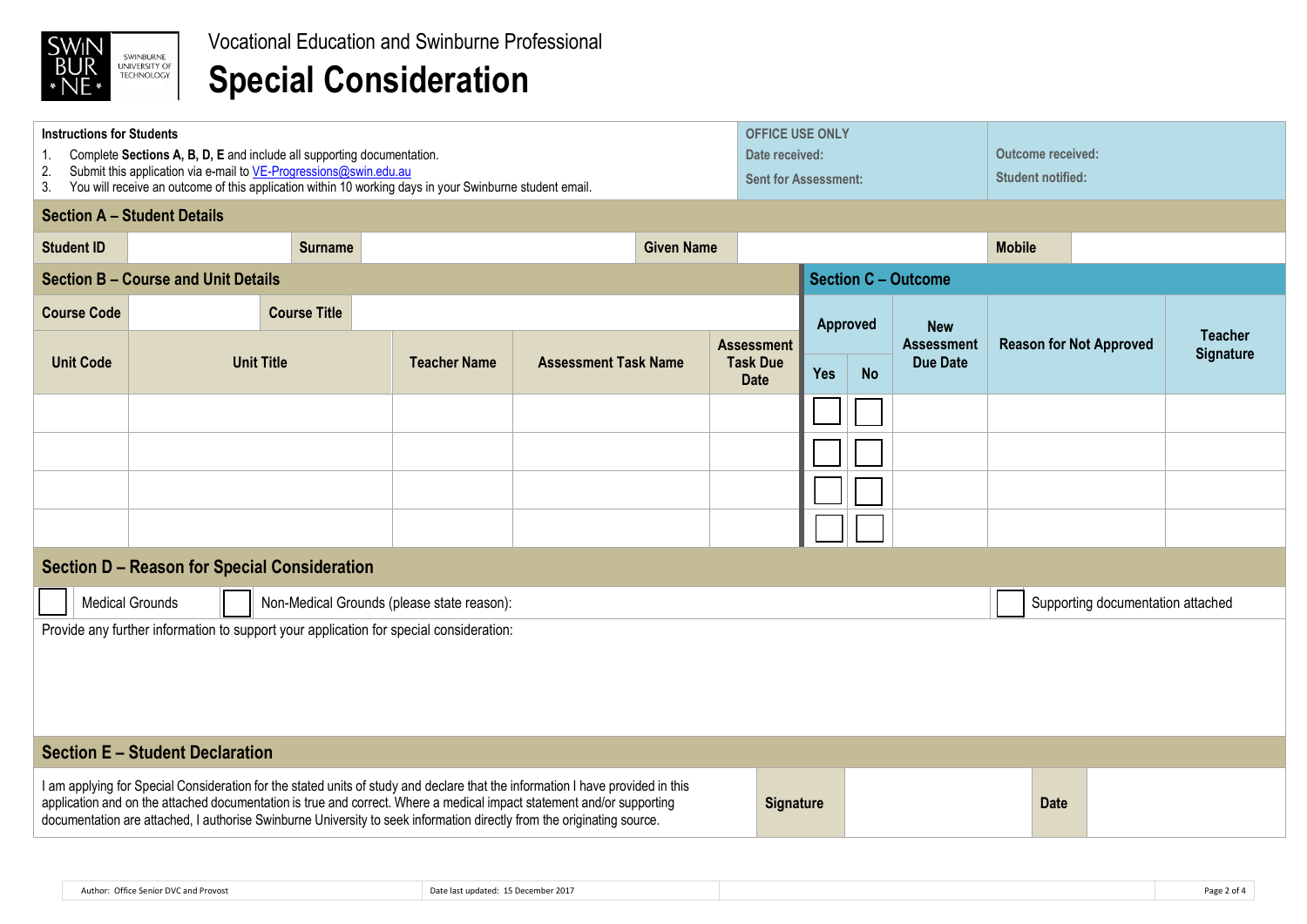Vocational Education and Swinburne Professional

# Special Consideration

**Instructions for Students**

1. Complete **Sections A, B, D, E** and include all supporting documentation.
2. Submit this application via e-mail to VE-Progressions@swin.edu.au
3. You will receive an outcome of this application within 10 working days in your Swinburne student email.

| OFFICE USE ONLY | |
|---|---|
| Date received: | Outcome received: |
| Sent for Assessment: | Student notified: |

## Section A – Student Details

| Student ID | | Surname | | Given Name | | Mobile | |
|---|---|---|---|---|---|---|---|

## Section B – Course and Unit Details

| Course Code | | Course Title | |
|---|---|---|---|

## Section C – Outcome

| Unit Code | Unit Title | Teacher Name | Assessment Task Name | Assessment Task Due Date | Approved | | New Assessment Due Date | Reason for Not Approved | Teacher Signature |
|---|---|---|---|---|---|---|---|---|---|
| | | | | | Yes | No | | | |
| | | | | | ☐ | ☐ | | | |
| | | | | | ☐ | ☐ | | | |
| | | | | | ☐ | ☐ | | | |
| | | | | | ☐ | ☐ | | | |

## Section D – Reason for Special Consideration

☐ Medical Grounds ☐ Non-Medical Grounds (please state reason): ☐ Supporting documentation attached

Provide any further information to support your application for special consideration:

## Section E – Student Declaration

I am applying for Special Consideration for the stated units of study and declare that the information I have provided in this application and on the attached documentation is true and correct. Where a medical impact statement and/or supporting documentation are attached, I authorise Swinburne University to seek information directly from the originating source.

| Signature | | Date | |
|---|---|---|---|

Author: Office Senior DVC and Provost | Date last updated: 15 December 2017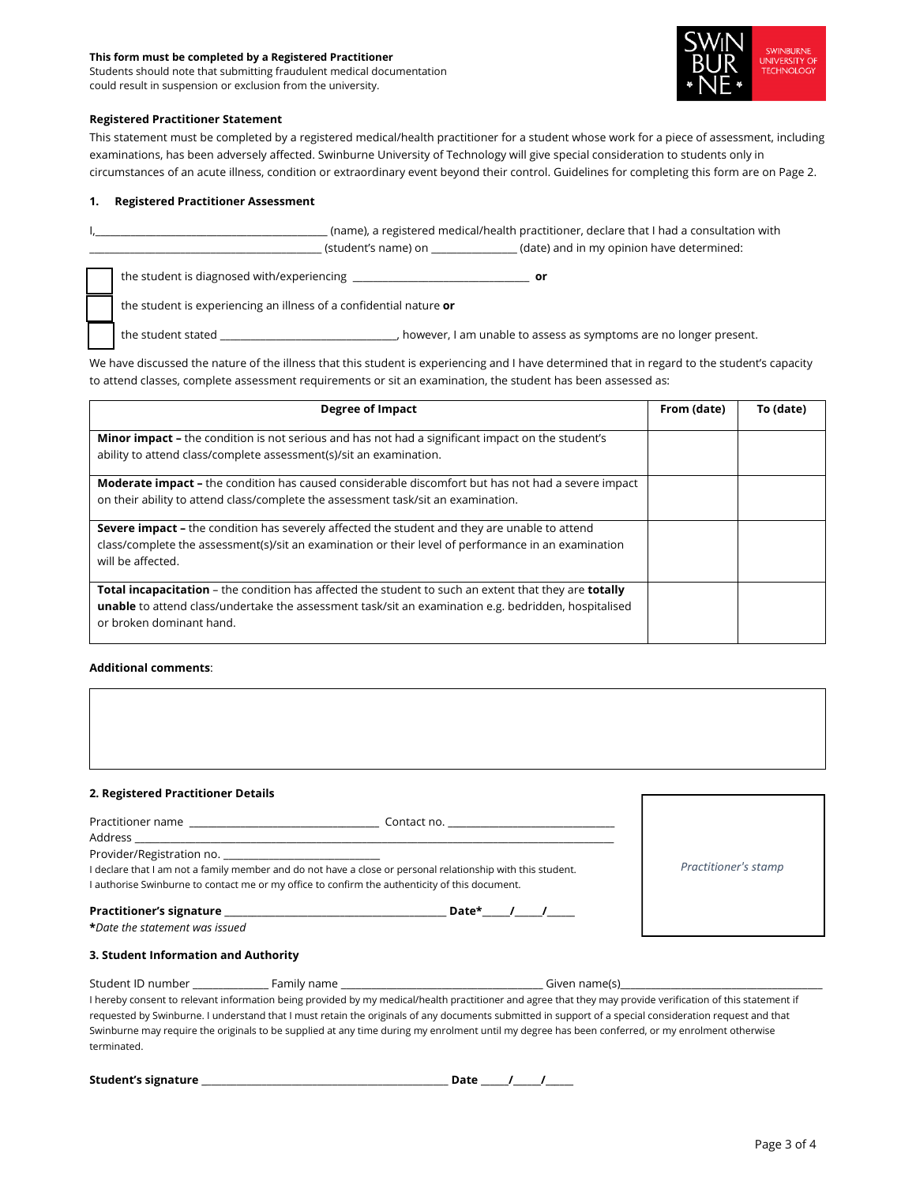**This form must be completed by a Registered Practitioner**
Students should note that submitting fraudulent medical documentation could result in suspension or exclusion from the university.

SWINBURNE UNIVERSITY OF TECHNOLOGY

**Registered Practitioner Statement**

This statement must be completed by a registered medical/health practitioner for a student whose work for a piece of assessment, including examinations, has been adversely affected. Swinburne University of Technology will give special consideration to students only in circumstances of an acute illness, condition or extraordinary event beyond their control. Guidelines for completing this form are on Page 2.

## 1. Registered Practitioner Assessment

I,\_\_\_\_\_\_\_\_\_\_\_\_\_\_\_\_\_\_\_\_\_\_\_\_\_\_\_\_\_\_\_\_\_\_\_\_\_\_\_\_ (name), a registered medical/health practitioner, declare that I had a consultation with \_\_\_\_\_\_\_\_\_\_\_\_\_\_\_\_\_\_\_\_\_\_\_\_\_\_\_\_\_\_\_\_\_\_\_\_\_\_\_\_ (student's name) on \_\_\_\_\_\_\_\_\_\_\_\_\_\_\_ (date) and in my opinion have determined:

☐ the student is diagnosed with/experiencing \_\_\_\_\_\_\_\_\_\_\_\_\_\_\_\_\_\_\_\_\_\_\_\_\_\_\_\_\_\_\_ **or**

☐ the student is experiencing an illness of a confidential nature **or**

☐ the student stated \_\_\_\_\_\_\_\_\_\_\_\_\_\_\_\_\_\_\_\_\_\_\_\_\_\_\_\_\_\_\_, however, I am unable to assess as symptoms are no longer present.

We have discussed the nature of the illness that this student is experiencing and I have determined that in regard to the student's capacity to attend classes, complete assessment requirements or sit an examination, the student has been assessed as:

| Degree of Impact | From (date) | To (date) |
|---|---|---|
| **Minor impact –** the condition is not serious and has not had a significant impact on the student's ability to attend class/complete assessment(s)/sit an examination. | | |
| **Moderate impact –** the condition has caused considerable discomfort but has not had a severe impact on their ability to attend class/complete the assessment task/sit an examination. | | |
| **Severe impact –** the condition has severely affected the student and they are unable to attend class/complete the assessment(s)/sit an examination or their level of performance in an examination will be affected. | | |
| **Total incapacitation** – the condition has affected the student to such an extent that they are **totally unable** to attend class/undertake the assessment task/sit an examination e.g. bedridden, hospitalised or broken dominant hand. | | |

**Additional comments**:

## 2. Registered Practitioner Details

Practitioner name \_\_\_\_\_\_\_\_\_\_\_\_\_\_\_\_\_\_\_\_\_\_\_\_\_\_\_\_\_\_\_\_\_ Contact no. \_\_\_\_\_\_\_\_\_\_\_\_\_\_\_\_\_\_\_\_\_\_\_\_\_\_\_\_\_\_
Address \_\_\_\_\_\_\_\_\_\_\_\_\_\_\_\_\_\_\_\_\_\_\_\_\_\_\_\_\_\_\_\_\_\_\_\_\_\_\_\_\_\_\_\_\_\_\_\_\_\_\_\_\_\_\_\_\_\_\_\_\_\_\_\_\_\_\_\_\_\_\_\_\_\_\_\_\_\_
Provider/Registration no. \_\_\_\_\_\_\_\_\_\_\_\_\_\_\_\_\_\_\_\_\_\_\_\_\_\_\_\_

I declare that I am not a family member and do not have a close or personal relationship with this student.
I authorise Swinburne to contact me or my office to confirm the authenticity of this document.

**Practitioner's signature** \_\_\_\_\_\_\_\_\_\_\_\_\_\_\_\_\_\_\_\_\_\_\_\_\_\_\_\_\_\_\_\_\_\_\_\_\_\_\_ **Date\***\_\_\_\_\_/\_\_\_\_\_/\_\_\_\_\_
**\****Date the statement was issued*

*Practitioner's stamp*

## 3. Student Information and Authority

Student ID number \_\_\_\_\_\_\_\_\_\_\_\_\_ Family name \_\_\_\_\_\_\_\_\_\_\_\_\_\_\_\_\_\_\_\_\_\_\_\_\_\_\_\_\_\_\_\_\_\_\_\_ Given name(s)\_\_\_\_\_\_\_\_\_\_\_\_\_\_\_\_\_\_\_\_\_\_\_\_\_\_\_\_\_\_\_\_\_\_\_\_

I hereby consent to relevant information being provided by my medical/health practitioner and agree that they may provide verification of this statement if requested by Swinburne. I understand that I must retain the originals of any documents submitted in support of a special consideration request and that Swinburne may require the originals to be supplied at any time during my enrolment until my degree has been conferred, or my enrolment otherwise terminated.

**Student's signature** \_\_\_\_\_\_\_\_\_\_\_\_\_\_\_\_\_\_\_\_\_\_\_\_\_\_\_\_\_\_\_\_\_\_\_\_\_\_\_\_\_\_\_\_ **Date** \_\_\_\_\_/\_\_\_\_\_/\_\_\_\_\_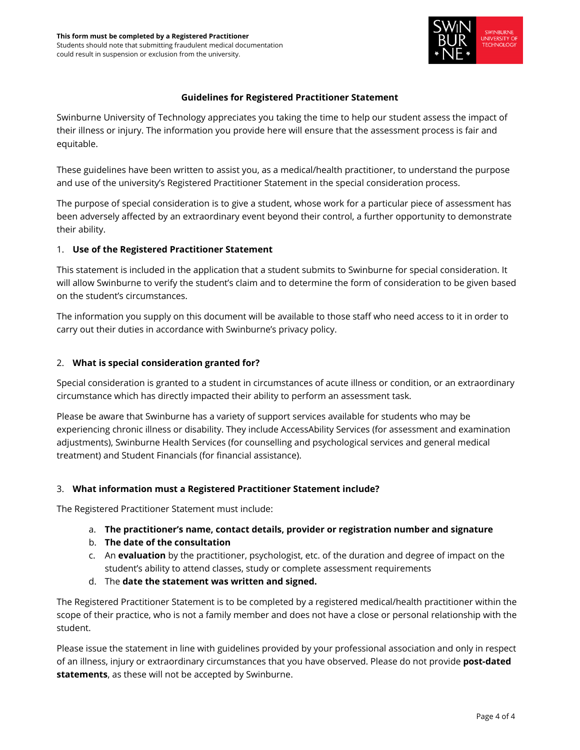**This form must be completed by a Registered Practitioner**
Students should note that submitting fraudulent medical documentation could result in suspension or exclusion from the university.

## Guidelines for Registered Practitioner Statement

Swinburne University of Technology appreciates you taking the time to help our student assess the impact of their illness or injury. The information you provide here will ensure that the assessment process is fair and equitable.

These guidelines have been written to assist you, as a medical/health practitioner, to understand the purpose and use of the university's Registered Practitioner Statement in the special consideration process.

The purpose of special consideration is to give a student, whose work for a particular piece of assessment has been adversely affected by an extraordinary event beyond their control, a further opportunity to demonstrate their ability.

### 1. Use of the Registered Practitioner Statement

This statement is included in the application that a student submits to Swinburne for special consideration. It will allow Swinburne to verify the student's claim and to determine the form of consideration to be given based on the student's circumstances.

The information you supply on this document will be available to those staff who need access to it in order to carry out their duties in accordance with Swinburne's privacy policy.

### 2. What is special consideration granted for?

Special consideration is granted to a student in circumstances of acute illness or condition, or an extraordinary circumstance which has directly impacted their ability to perform an assessment task.

Please be aware that Swinburne has a variety of support services available for students who may be experiencing chronic illness or disability. They include AccessAbility Services (for assessment and examination adjustments), Swinburne Health Services (for counselling and psychological services and general medical treatment) and Student Financials (for financial assistance).

### 3. What information must a Registered Practitioner Statement include?

The Registered Practitioner Statement must include:

a. **The practitioner's name, contact details, provider or registration number and signature**
b. **The date of the consultation**
c. An **evaluation** by the practitioner, psychologist, etc. of the duration and degree of impact on the student's ability to attend classes, study or complete assessment requirements
d. The **date the statement was written and signed.**

The Registered Practitioner Statement is to be completed by a registered medical/health practitioner within the scope of their practice, who is not a family member and does not have a close or personal relationship with the student.

Please issue the statement in line with guidelines provided by your professional association and only in respect of an illness, injury or extraordinary circumstances that you have observed. Please do not provide **post-dated statements**, as these will not be accepted by Swinburne.